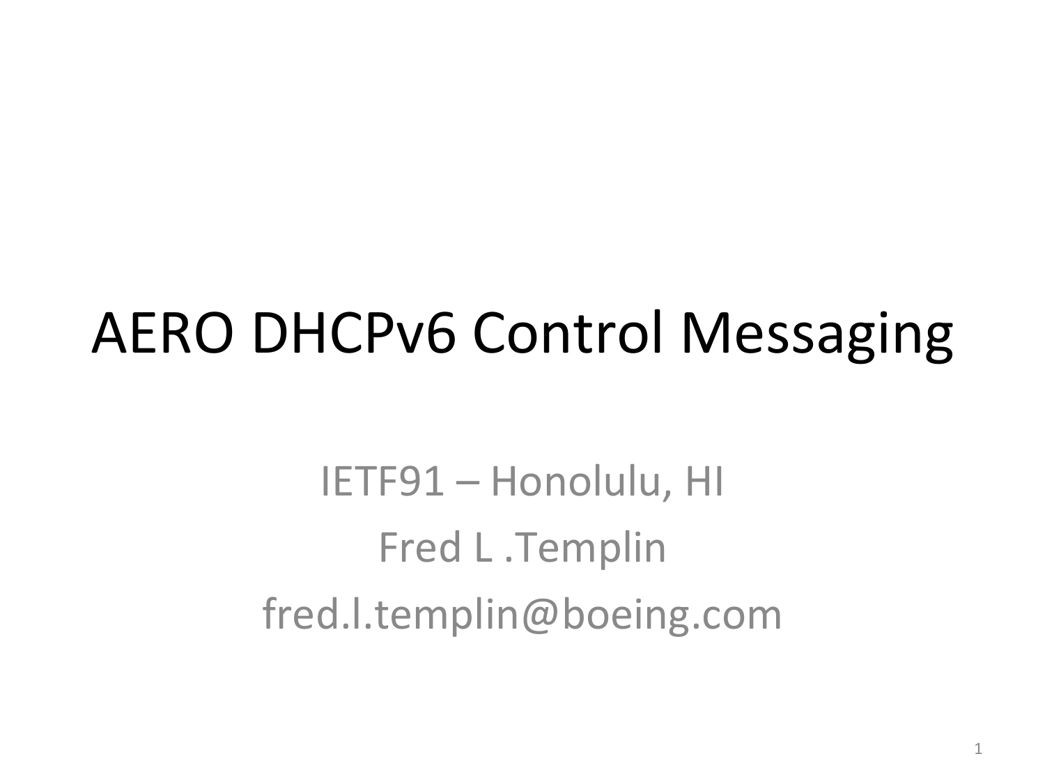# AERO DHCPv6 Control Messaging

IETF91 – Honolulu, HI

Fred L .Templin

fred.l.templin@boeing.com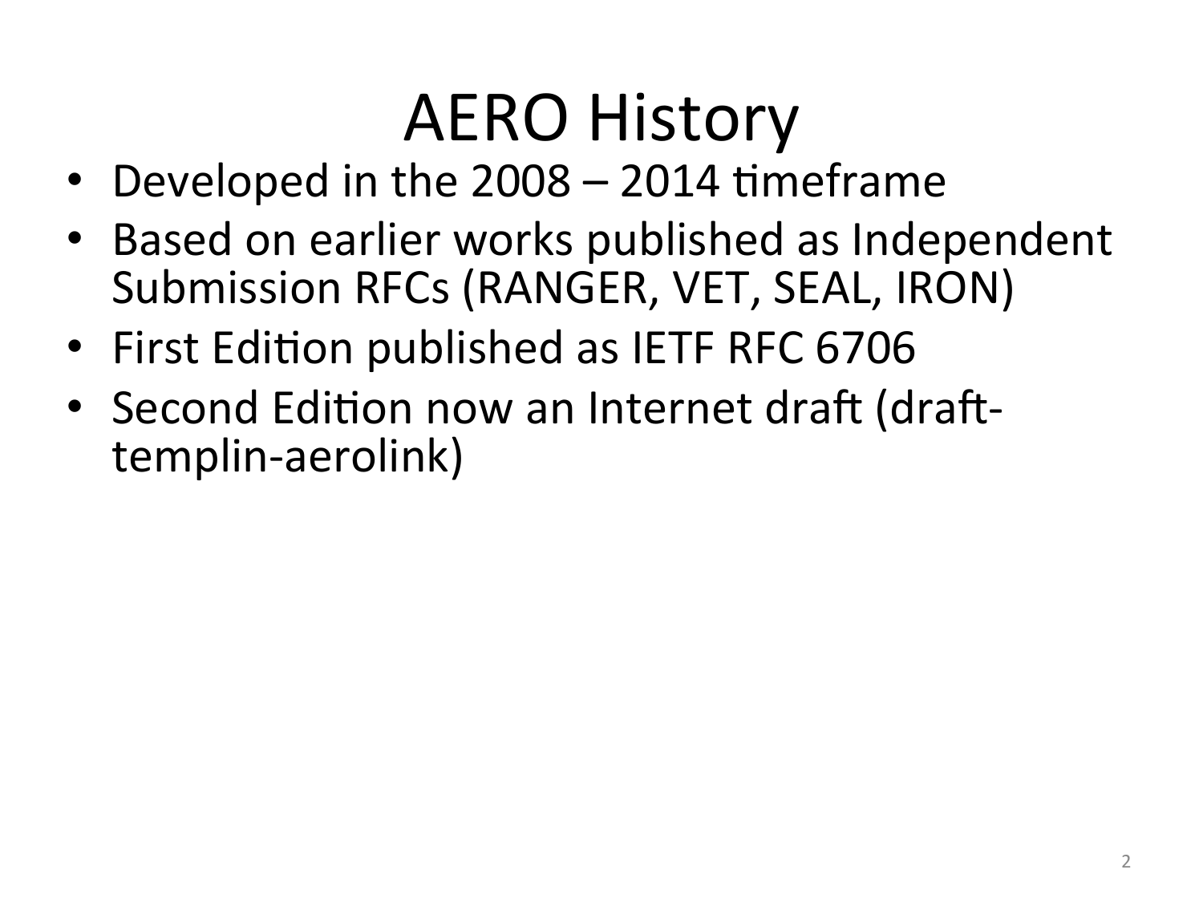# AERO History

- Developed in the 2008 – 2014 timeframe
- Based on earlier works published as Independent Submission RFCs (RANGER, VET, SEAL, IRON)
- First Edition published as IETF RFC 6706
- Second Edition now an Internet draft (draft-templin-aerolink)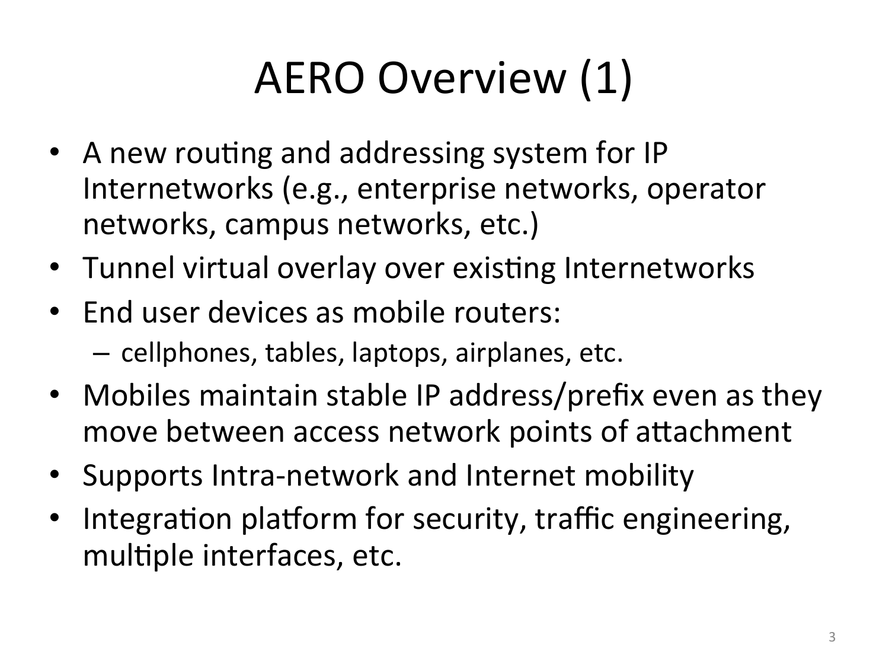# AERO Overview (1)

- A new routing and addressing system for IP Internetworks (e.g., enterprise networks, operator networks, campus networks, etc.)
- Tunnel virtual overlay over existing Internetworks
- End user devices as mobile routers:
  - cellphones, tables, laptops, airplanes, etc.
- Mobiles maintain stable IP address/prefix even as they move between access network points of attachment
- Supports Intra-network and Internet mobility
- Integration platform for security, traffic engineering, multiple interfaces, etc.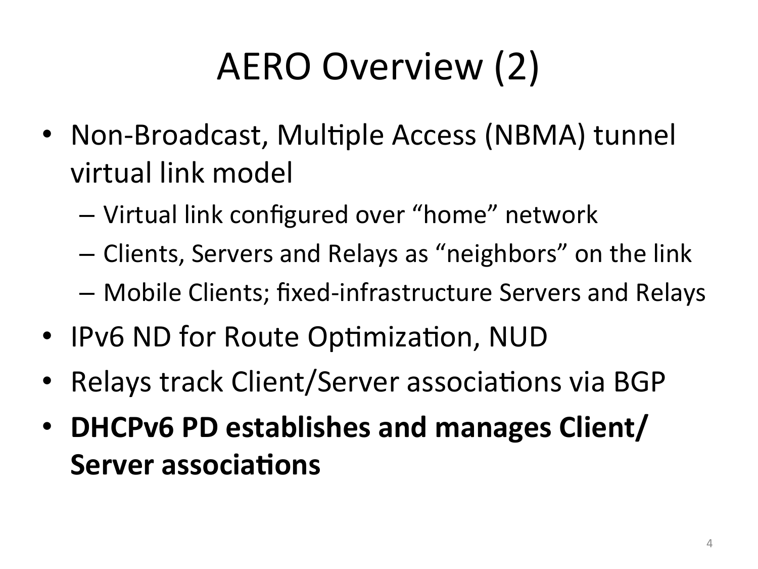# AERO Overview (2)

- Non-Broadcast, Multiple Access (NBMA) tunnel virtual link model
  - Virtual link configured over "home" network
  - Clients, Servers and Relays as "neighbors" on the link
  - Mobile Clients; fixed-infrastructure Servers and Relays
- IPv6 ND for Route Optimization, NUD
- Relays track Client/Server associations via BGP
- **DHCPv6 PD establishes and manages Client/Server associations**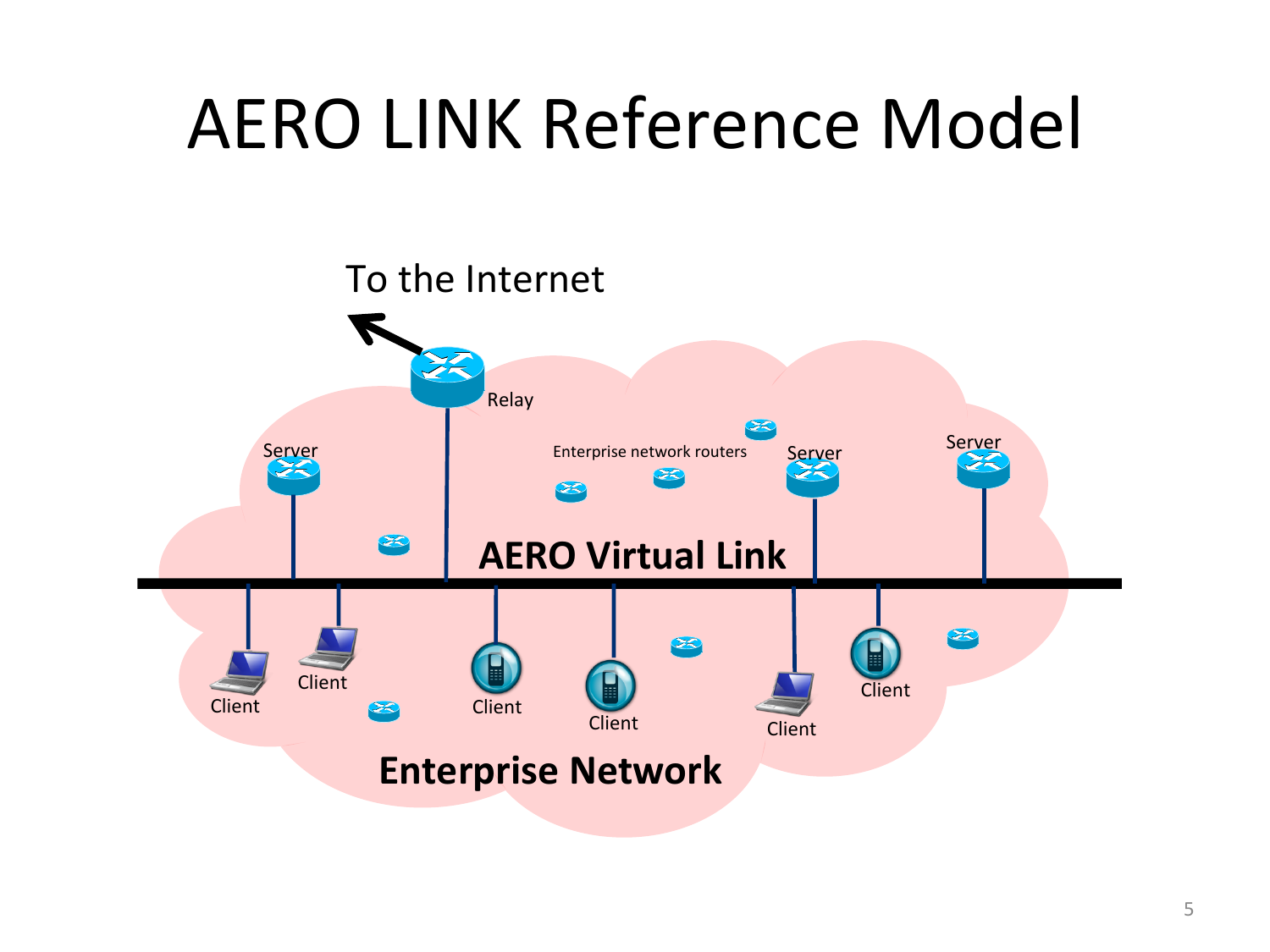# AERO LINK Reference Model

To the Internet

Relay

Server

Enterprise network routers

Server

Server

AERO Virtual Link

Client

Client

Client

Client

Client

Client

Enterprise Network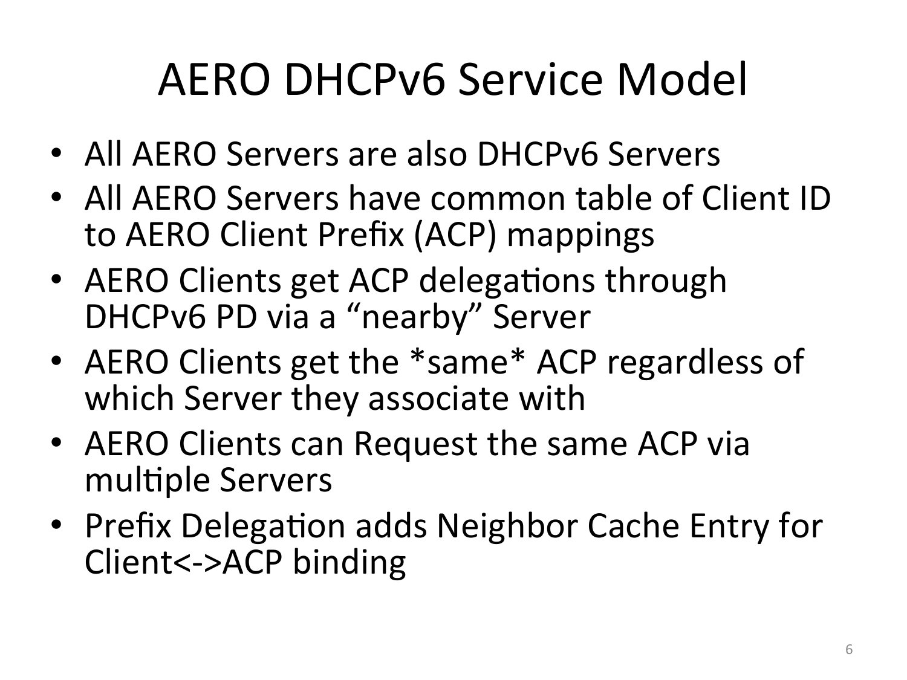# AERO DHCPv6 Service Model

- All AERO Servers are also DHCPv6 Servers
- All AERO Servers have common table of Client ID to AERO Client Prefix (ACP) mappings
- AERO Clients get ACP delegations through DHCPv6 PD via a "nearby" Server
- AERO Clients get the *same* ACP regardless of which Server they associate with
- AERO Clients can Request the same ACP via multiple Servers
- Prefix Delegation adds Neighbor Cache Entry for Client<->ACP binding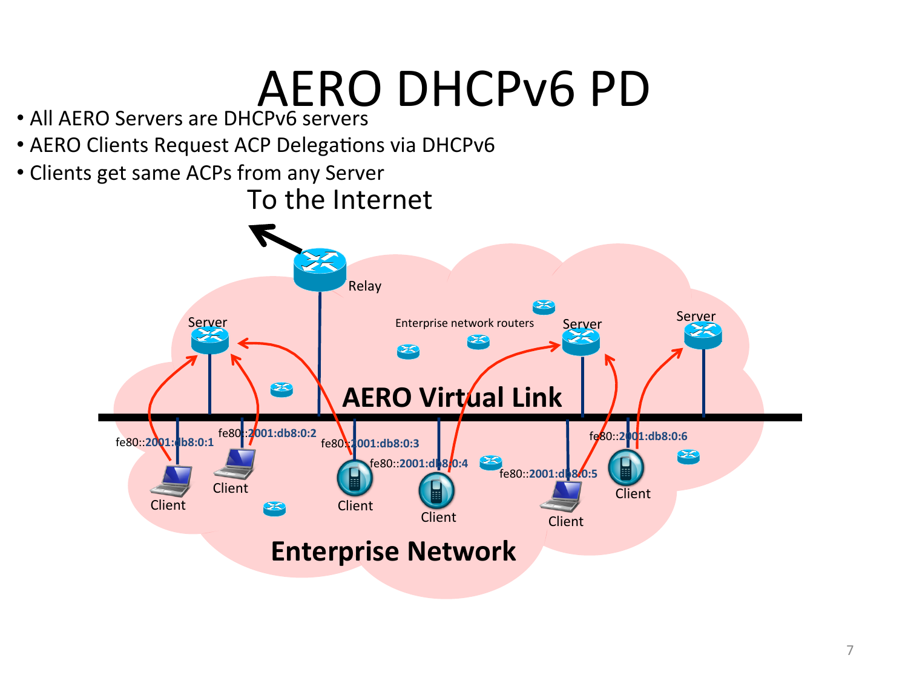# AERO DHCPv6 PD

- All AERO Servers are DHCPv6 servers
- AERO Clients Request ACP Delegations via DHCPv6
- Clients get same ACPs from any Server

To the Internet

Relay

Server

Enterprise network routers

Server

Server

AERO Virtual Link

fe80::2001:db8:0:1

fe80::2001:db8:0:2

fe80::2001:db8:0:3

fe80::2001:db8:0:4

fe80::2001:db8:0:5

fe80::2001:db8:0:6

Client

Client

Client

Client

Client

Client

Enterprise Network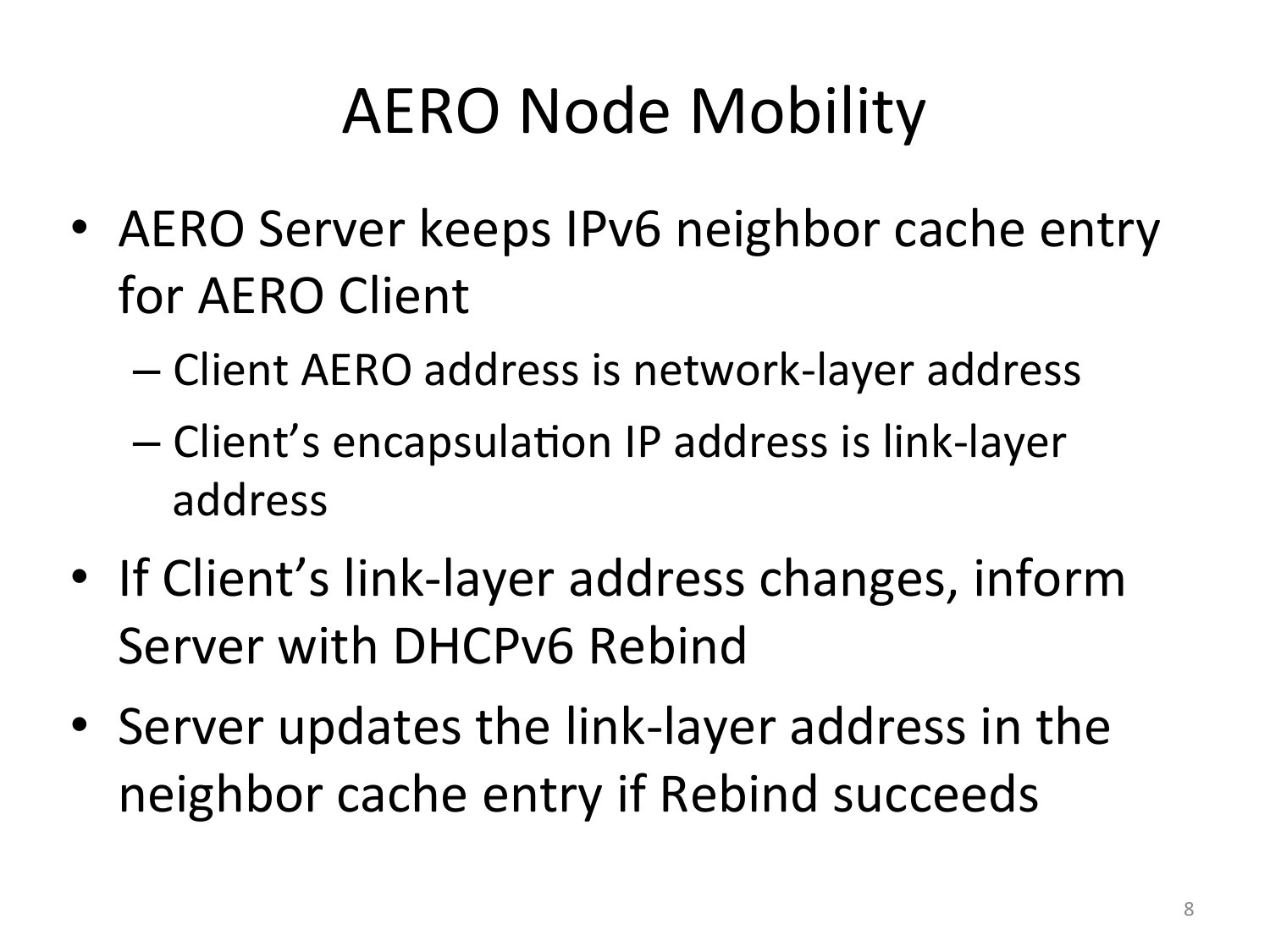# AERO Node Mobility

- AERO Server keeps IPv6 neighbor cache entry for AERO Client
  - Client AERO address is network-layer address
  - Client's encapsulation IP address is link-layer address
- If Client's link-layer address changes, inform Server with DHCPv6 Rebind
- Server updates the link-layer address in the neighbor cache entry if Rebind succeeds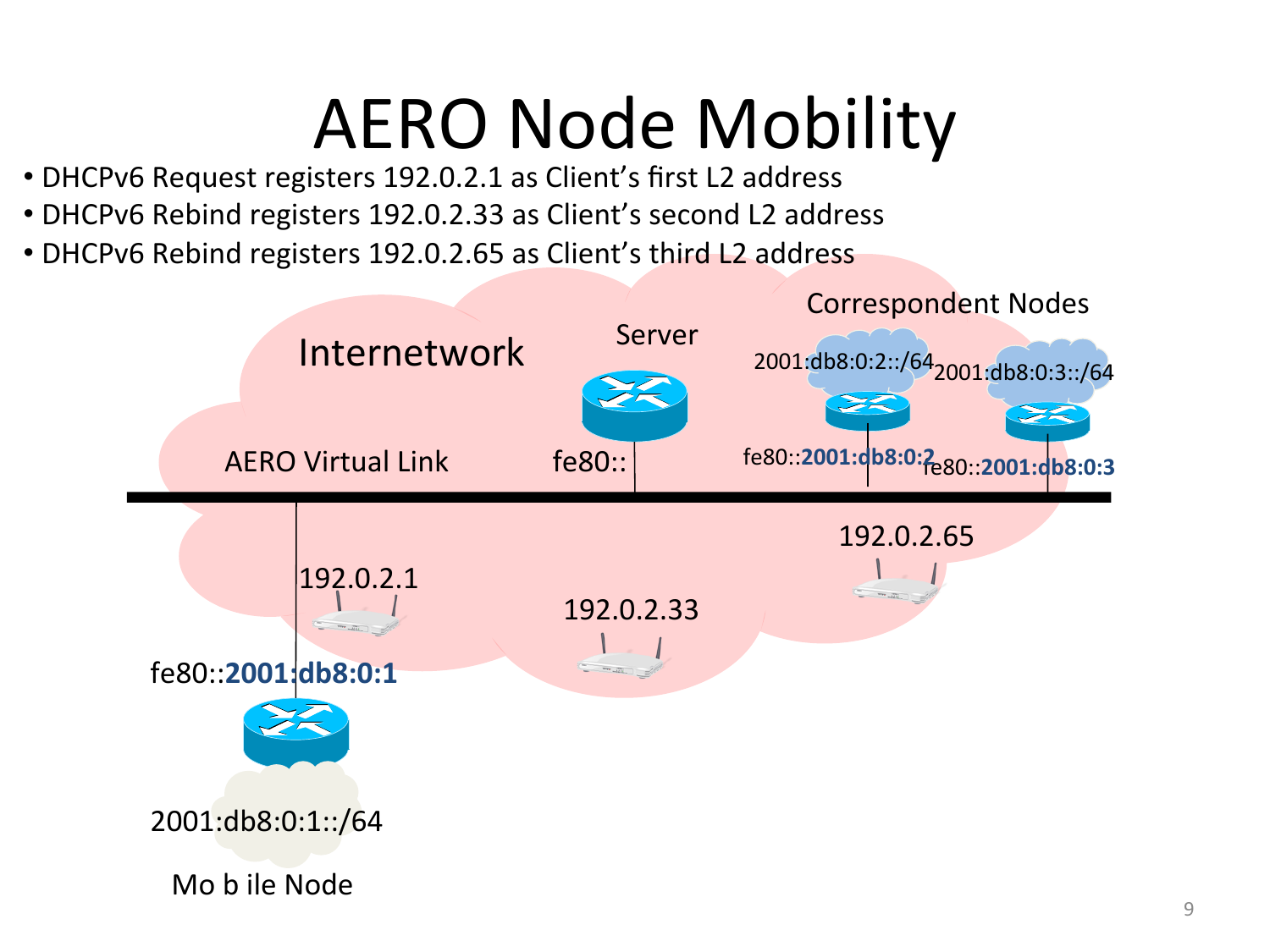# AERO Node Mobility

- DHCPv6 Request registers 192.0.2.1 as Client's first L2 address
- DHCPv6 Rebind registers 192.0.2.33 as Client's second L2 address
- DHCPv6 Rebind registers 192.0.2.65 as Client's third L2 address

Internetwork

Server

Correspondent Nodes

2001:db8:0:2::/64

2001:db8:0:3::/64

AERO Virtual Link

fe80::

fe80::**2001:db8:0:2**

fe80::**2001:db8:0:3**

192.0.2.65

192.0.2.1

192.0.2.33

fe80::**2001:db8:0:1**

2001:db8:0:1::/64

Mo b ile Node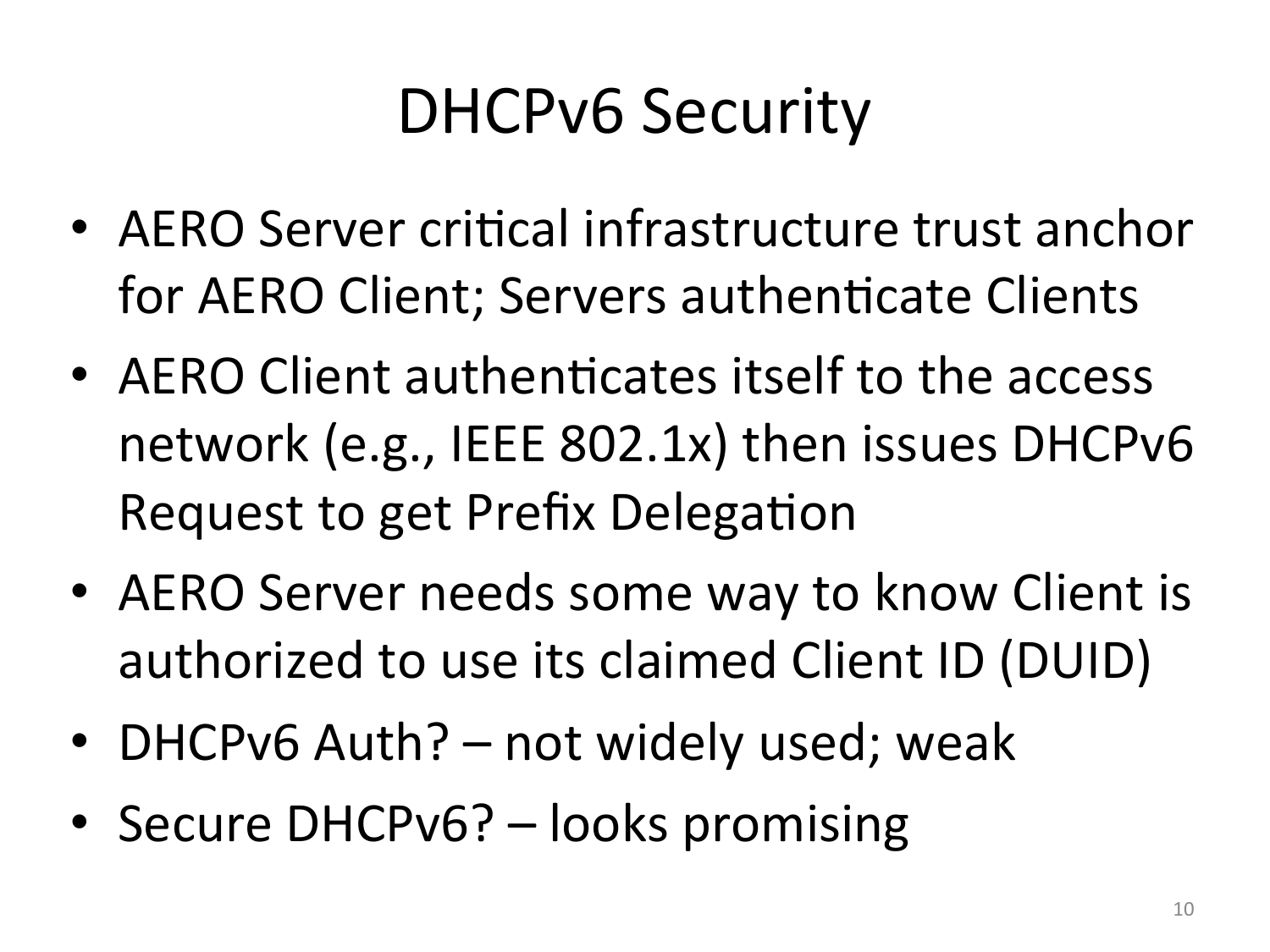# DHCPv6 Security

- AERO Server critical infrastructure trust anchor for AERO Client; Servers authenticate Clients
- AERO Client authenticates itself to the access network (e.g., IEEE 802.1x) then issues DHCPv6 Request to get Prefix Delegation
- AERO Server needs some way to know Client is authorized to use its claimed Client ID (DUID)
- DHCPv6 Auth? – not widely used; weak
- Secure DHCPv6? – looks promising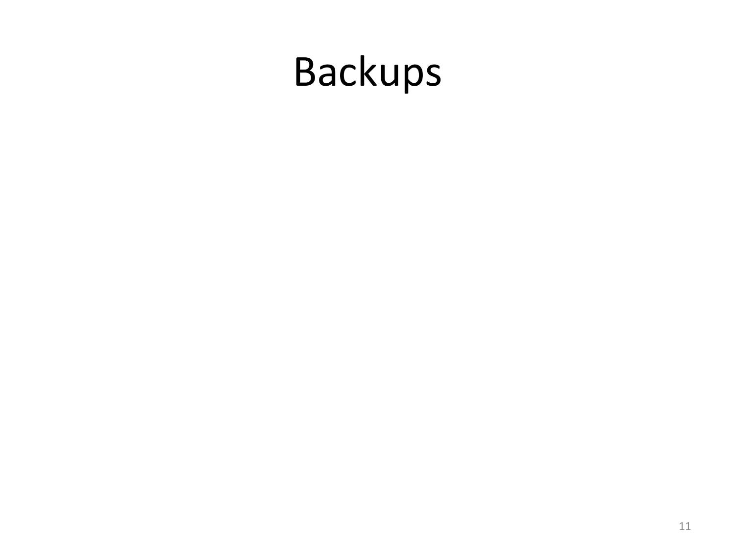# Backups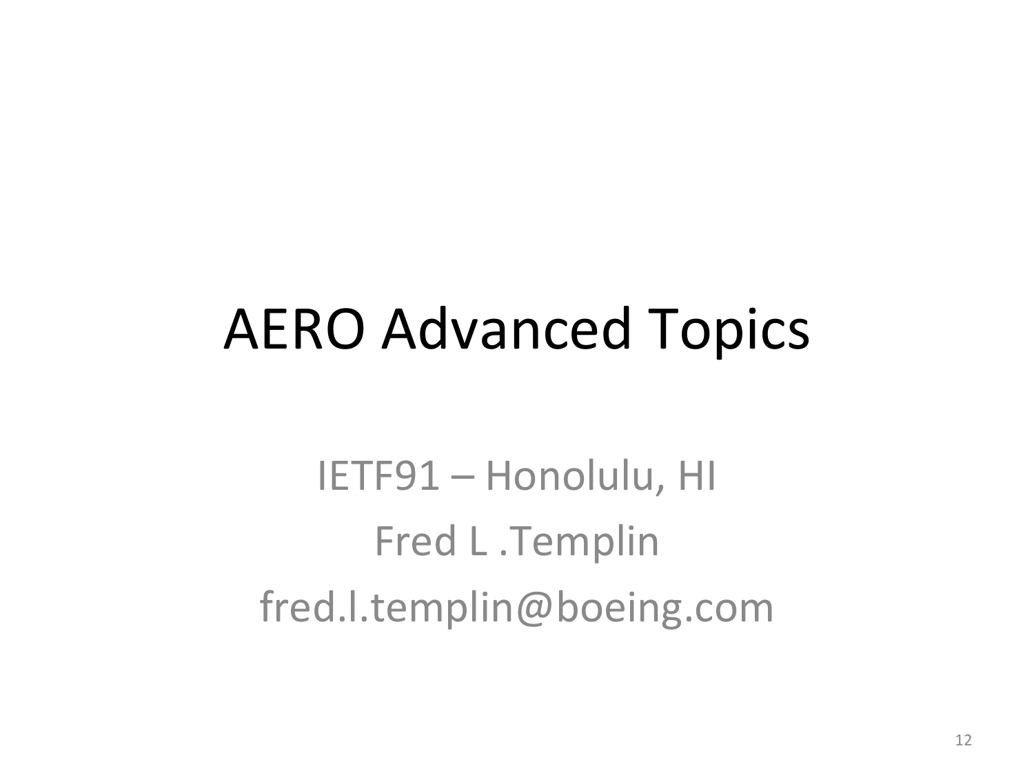# AERO Advanced Topics

IETF91 – Honolulu, HI

Fred L .Templin

fred.l.templin@boeing.com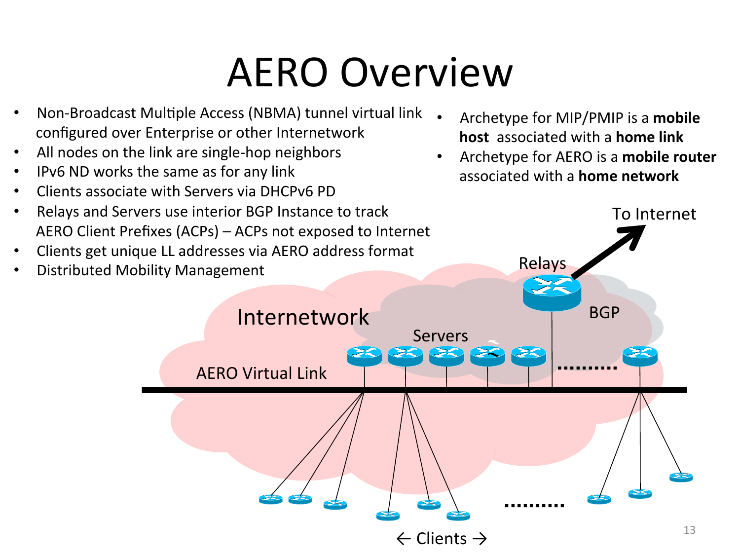# AERO Overview

- Non-Broadcast Multiple Access (NBMA) tunnel virtual link configured over Enterprise or other Internetwork
- All nodes on the link are single-hop neighbors
- IPv6 ND works the same as for any link
- Clients associate with Servers via DHCPv6 PD
- Relays and Servers use interior BGP Instance to track AERO Client Prefixes (ACPs) – ACPs not exposed to Internet
- Clients get unique LL addresses via AERO address format
- Distributed Mobility Management

- Archetype for MIP/PMIP is a **mobile host** associated with a **home link**
- Archetype for AERO is a **mobile router** associated with a **home network**

To Internet

Relays

BGP

Internetwork

Servers

AERO Virtual Link

← Clients →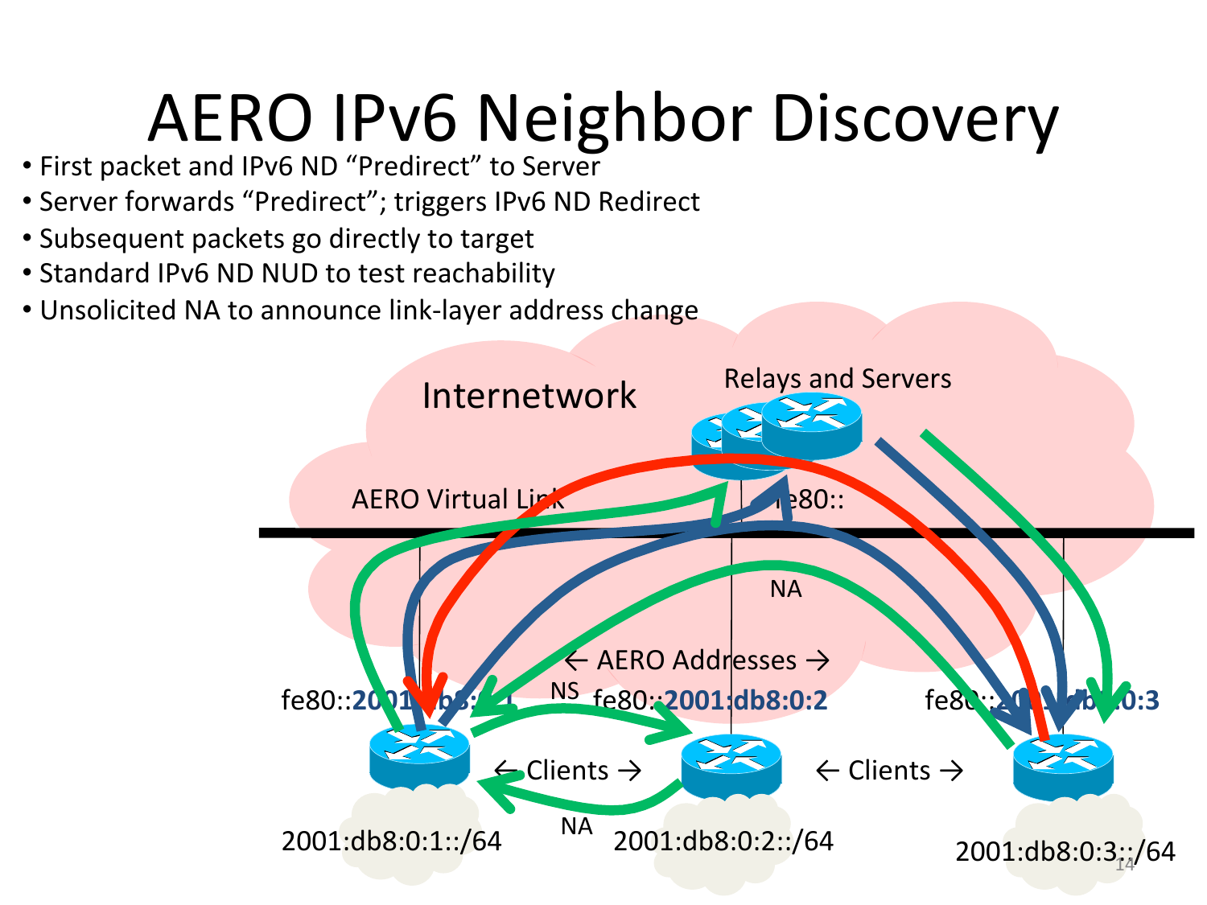# AERO IPv6 Neighbor Discovery

- First packet and IPv6 ND “Predirect” to Server
- Server forwards “Predirect”; triggers IPv6 ND Redirect
- Subsequent packets go directly to target
- Standard IPv6 ND NUD to test reachability
- Unsolicited NA to announce link-layer address change

Internetwork

Relays and Servers

AERO Virtual Link

fe80::

NA

← AERO Addresses →

NS

fe80::2001:db8:0:1 fe80::2001:db8:0:2 fe80::2001:db8:0:3

← Clients → ← Clients →

NA

2001:db8:0:1::/64 2001:db8:0:2::/64 2001:db8:0:3::/64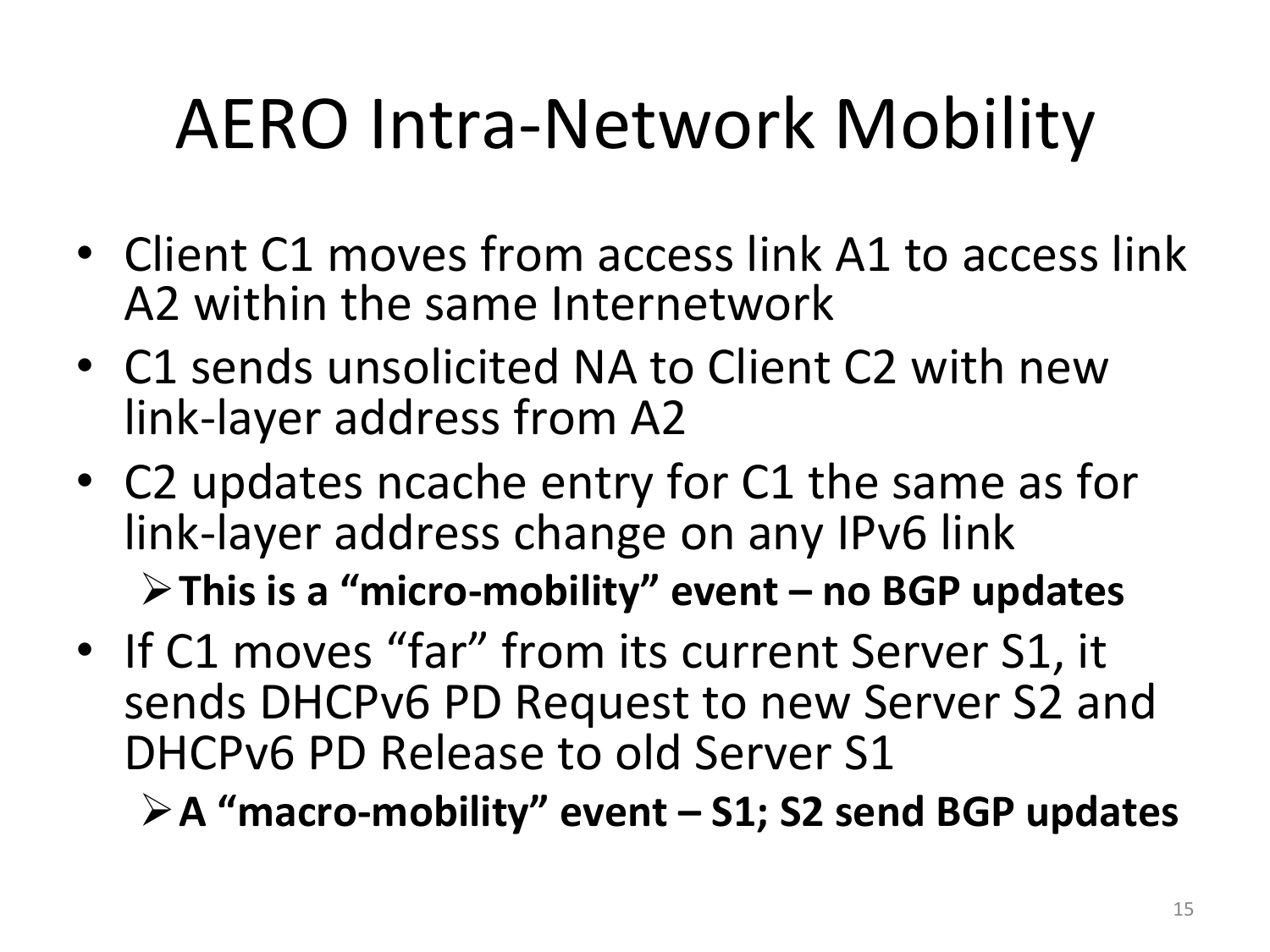# AERO Intra-Network Mobility

- Client C1 moves from access link A1 to access link A2 within the same Internetwork
- C1 sends unsolicited NA to Client C2 with new link-layer address from A2
- C2 updates ncache entry for C1 the same as for link-layer address change on any IPv6 link
  - **This is a "micro-mobility" event – no BGP updates**
- If C1 moves "far" from its current Server S1, it sends DHCPv6 PD Request to new Server S2 and DHCPv6 PD Release to old Server S1
  - **A "macro-mobility" event – S1; S2 send BGP updates**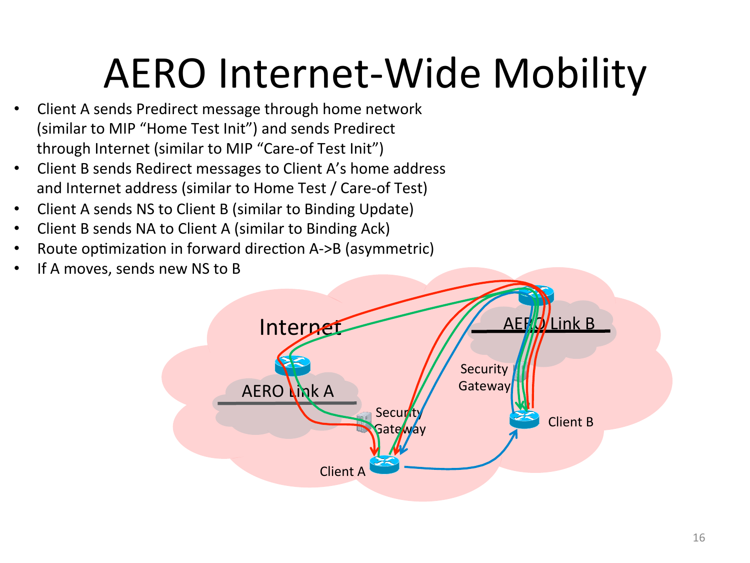# AERO Internet-Wide Mobility

- Client A sends Predirect message through home network (similar to MIP "Home Test Init") and sends Predirect through Internet (similar to MIP "Care-of Test Init")
- Client B sends Redirect messages to Client A's home address and Internet address (similar to Home Test / Care-of Test)
- Client A sends NS to Client B (similar to Binding Update)
- Client B sends NA to Client A (similar to Binding Ack)
- Route optimization in forward direction A->B (asymmetric)
- If A moves, sends new NS to B

Internet

AERO Link A

AERO Link B

Security Gateway

Security Gateway

Client A

Client B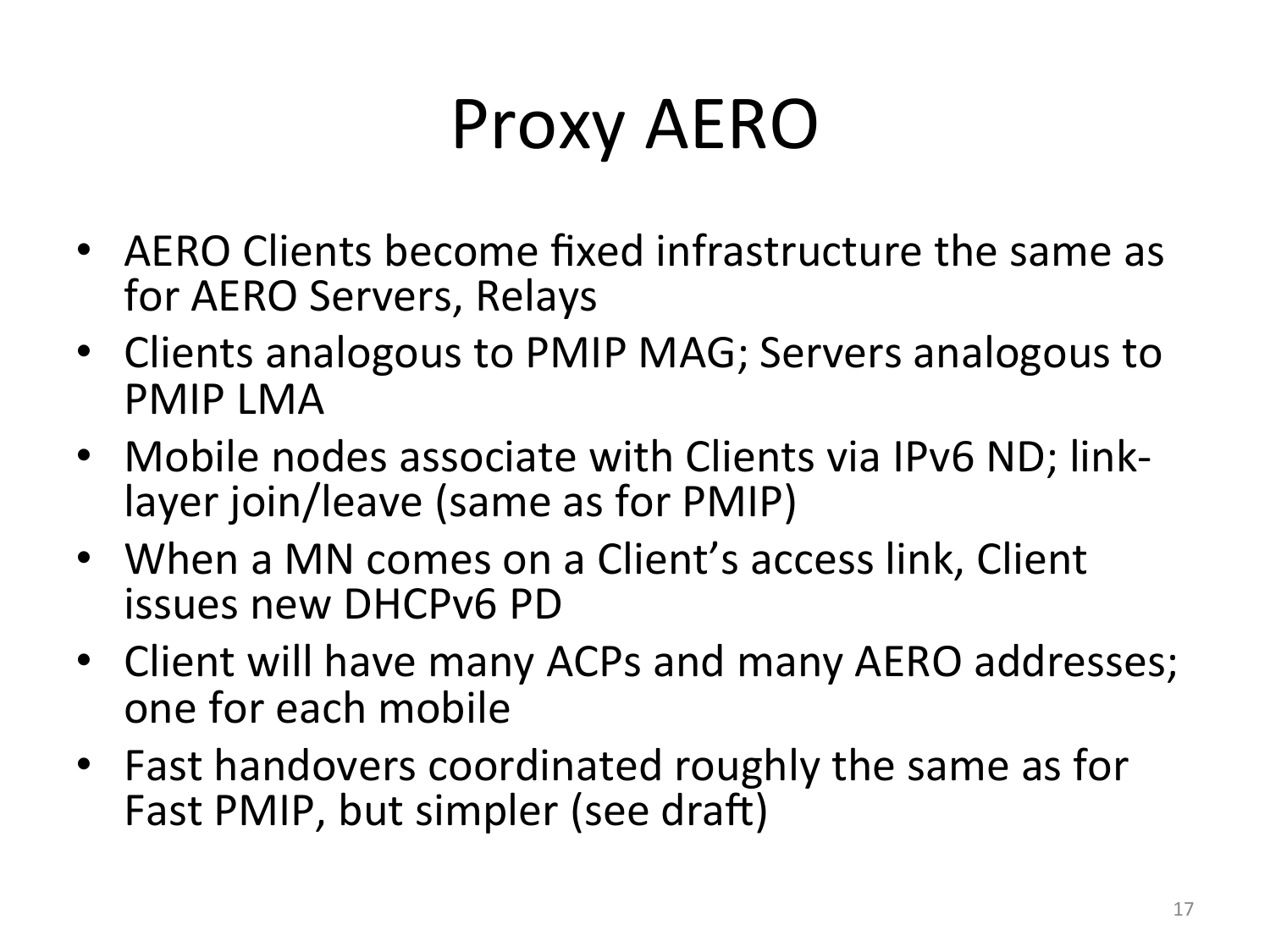# Proxy AERO

- AERO Clients become fixed infrastructure the same as for AERO Servers, Relays
- Clients analogous to PMIP MAG; Servers analogous to PMIP LMA
- Mobile nodes associate with Clients via IPv6 ND; link-layer join/leave (same as for PMIP)
- When a MN comes on a Client's access link, Client issues new DHCPv6 PD
- Client will have many ACPs and many AERO addresses; one for each mobile
- Fast handovers coordinated roughly the same as for Fast PMIP, but simpler (see draft)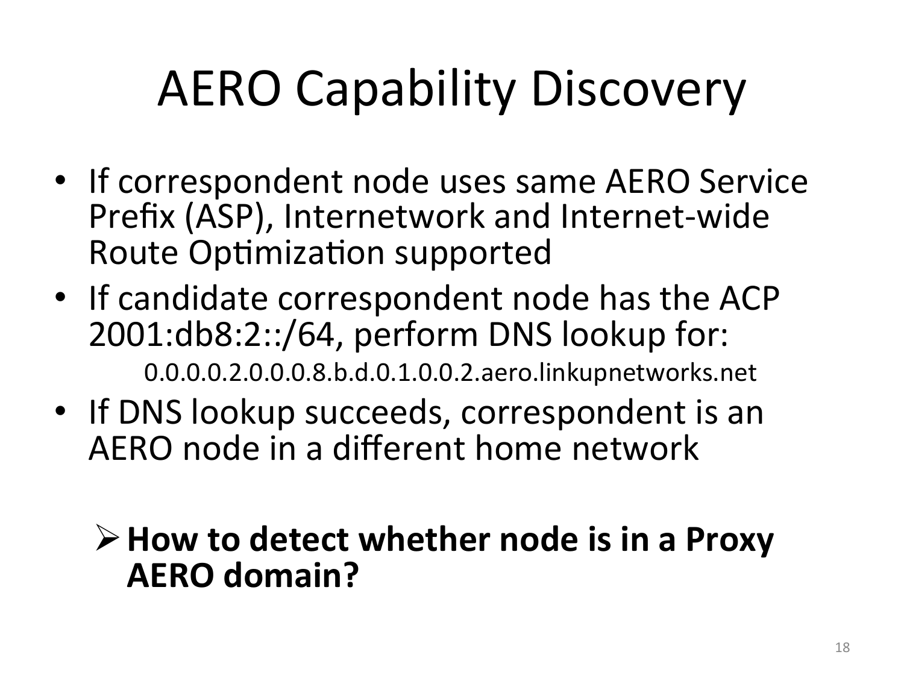# AERO Capability Discovery

- If correspondent node uses same AERO Service Prefix (ASP), Internetwork and Internet-wide Route Optimization supported
- If candidate correspondent node has the ACP 2001:db8:2::/64, perform DNS lookup for:
  - 0.0.0.0.2.0.0.0.8.b.d.0.1.0.0.2.aero.linkupnetworks.net
- If DNS lookup succeeds, correspondent is an AERO node in a different home network

> **How to detect whether node is in a Proxy AERO domain?**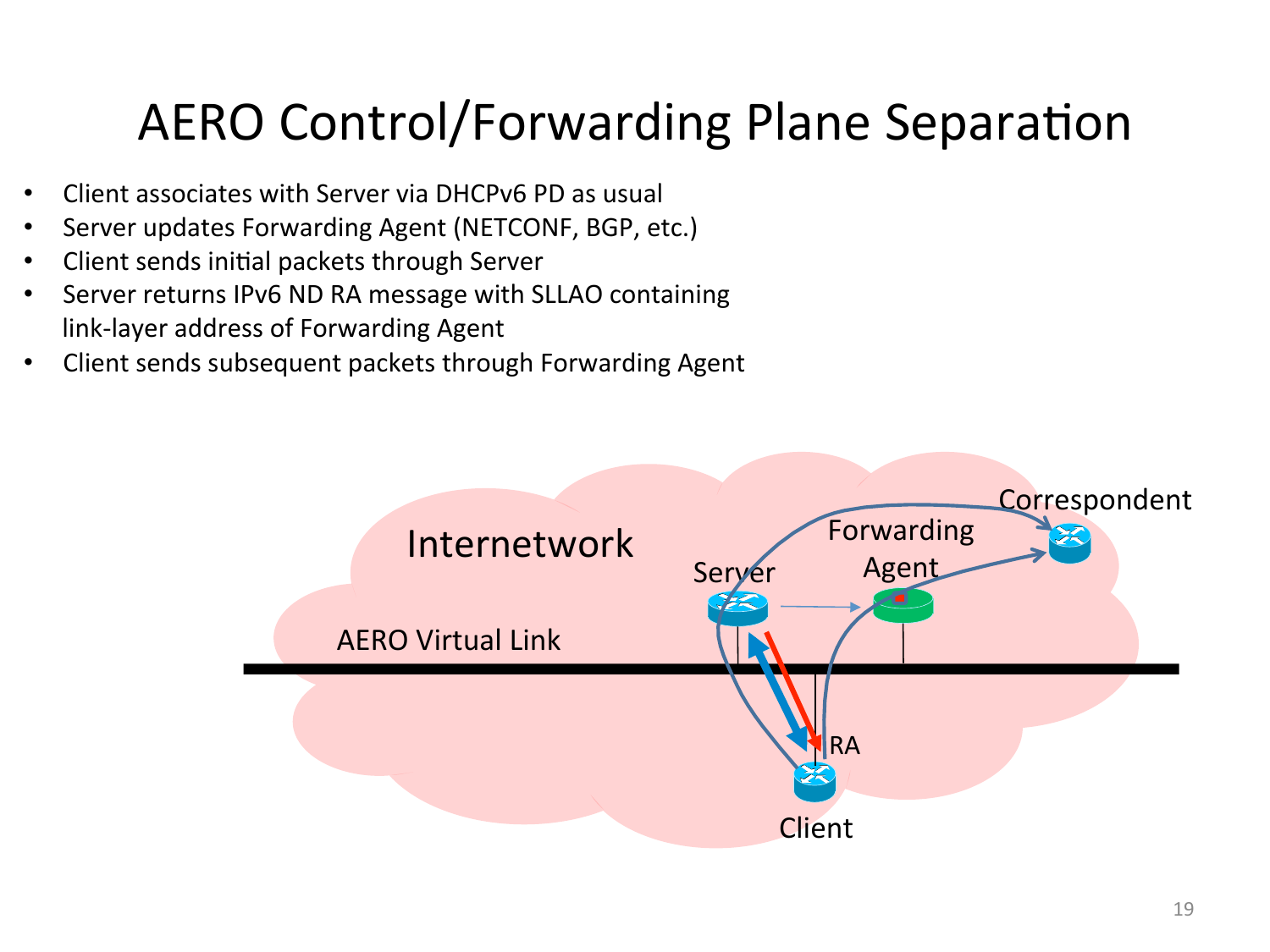# AERO Control/Forwarding Plane Separation

- Client associates with Server via DHCPv6 PD as usual
- Server updates Forwarding Agent (NETCONF, BGP, etc.)
- Client sends initial packets through Server
- Server returns IPv6 ND RA message with SLLAO containing link-layer address of Forwarding Agent
- Client sends subsequent packets through Forwarding Agent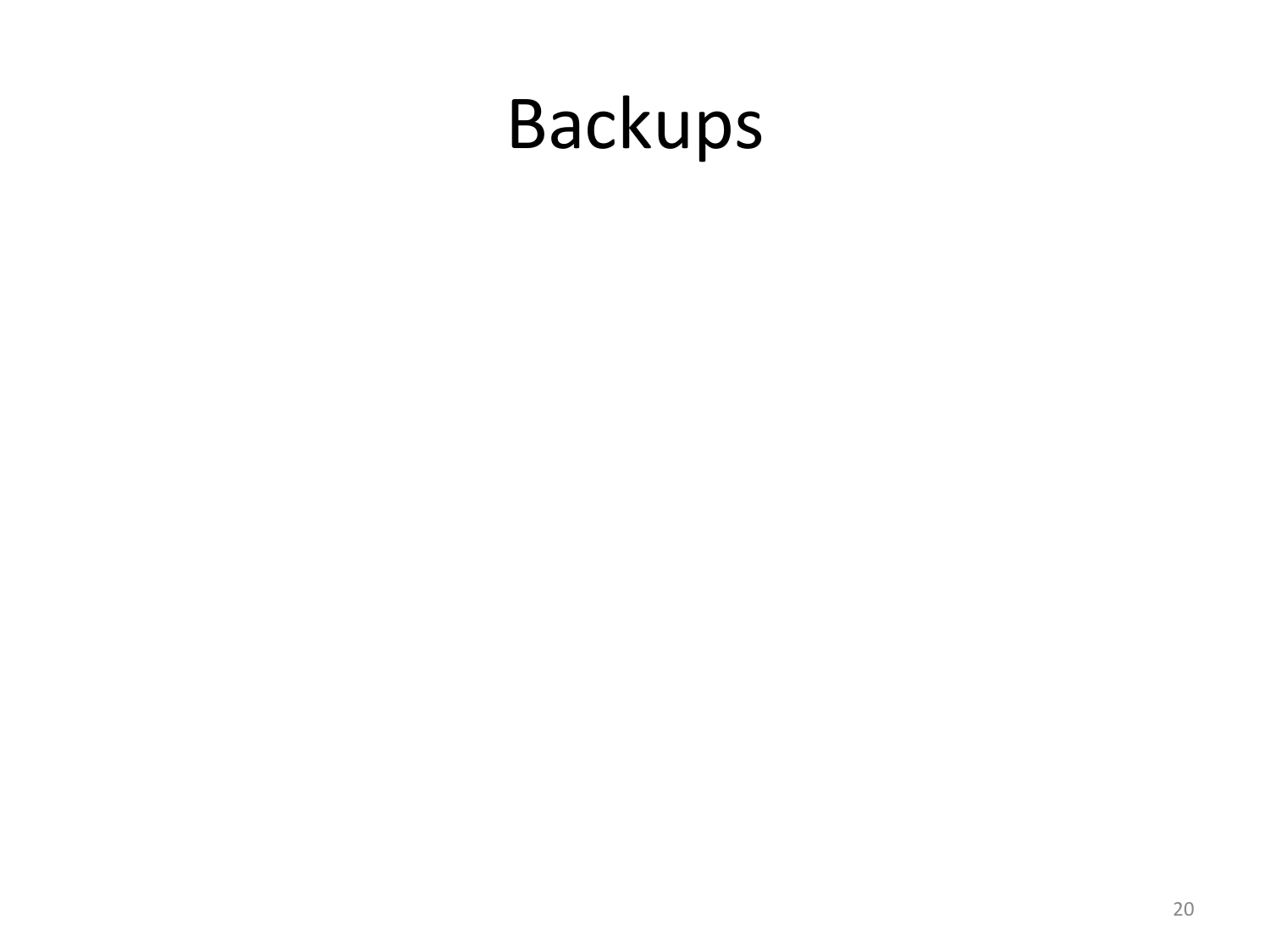# Backups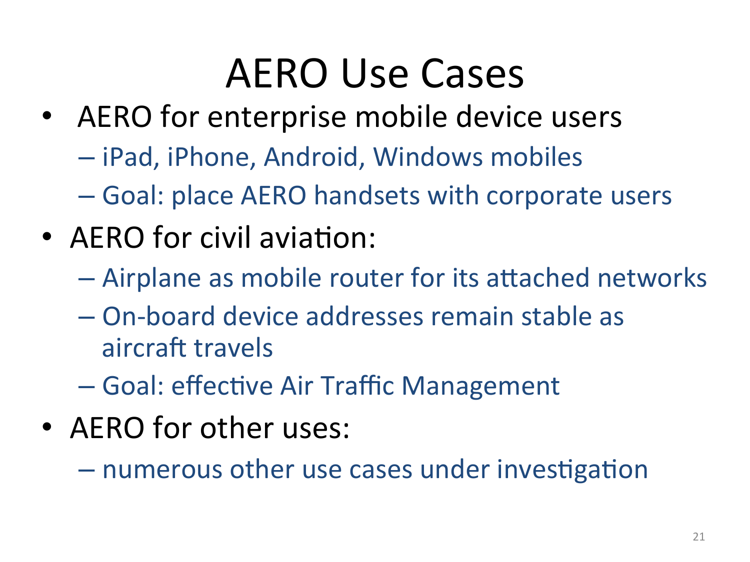# AERO Use Cases

- AERO for enterprise mobile device users
  - iPad, iPhone, Android, Windows mobiles
  - Goal: place AERO handsets with corporate users
- AERO for civil aviation:
  - Airplane as mobile router for its attached networks
  - On-board device addresses remain stable as aircraft travels
  - Goal: effective Air Traffic Management
- AERO for other uses:
  - numerous other use cases under investigation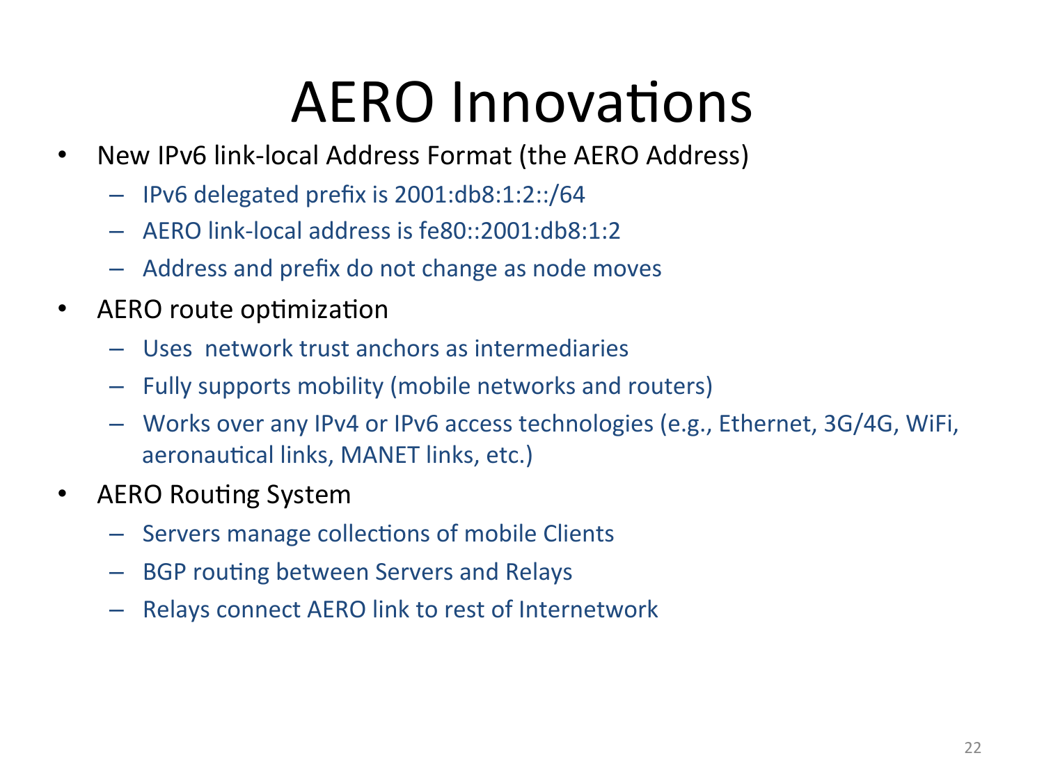# AERO Innovations

- New IPv6 link-local Address Format (the AERO Address)
  - IPv6 delegated prefix is 2001:db8:1:2::/64
  - AERO link-local address is fe80::2001:db8:1:2
  - Address and prefix do not change as node moves
- AERO route optimization
  - Uses network trust anchors as intermediaries
  - Fully supports mobility (mobile networks and routers)
  - Works over any IPv4 or IPv6 access technologies (e.g., Ethernet, 3G/4G, WiFi, aeronautical links, MANET links, etc.)
- AERO Routing System
  - Servers manage collections of mobile Clients
  - BGP routing between Servers and Relays
  - Relays connect AERO link to rest of Internetwork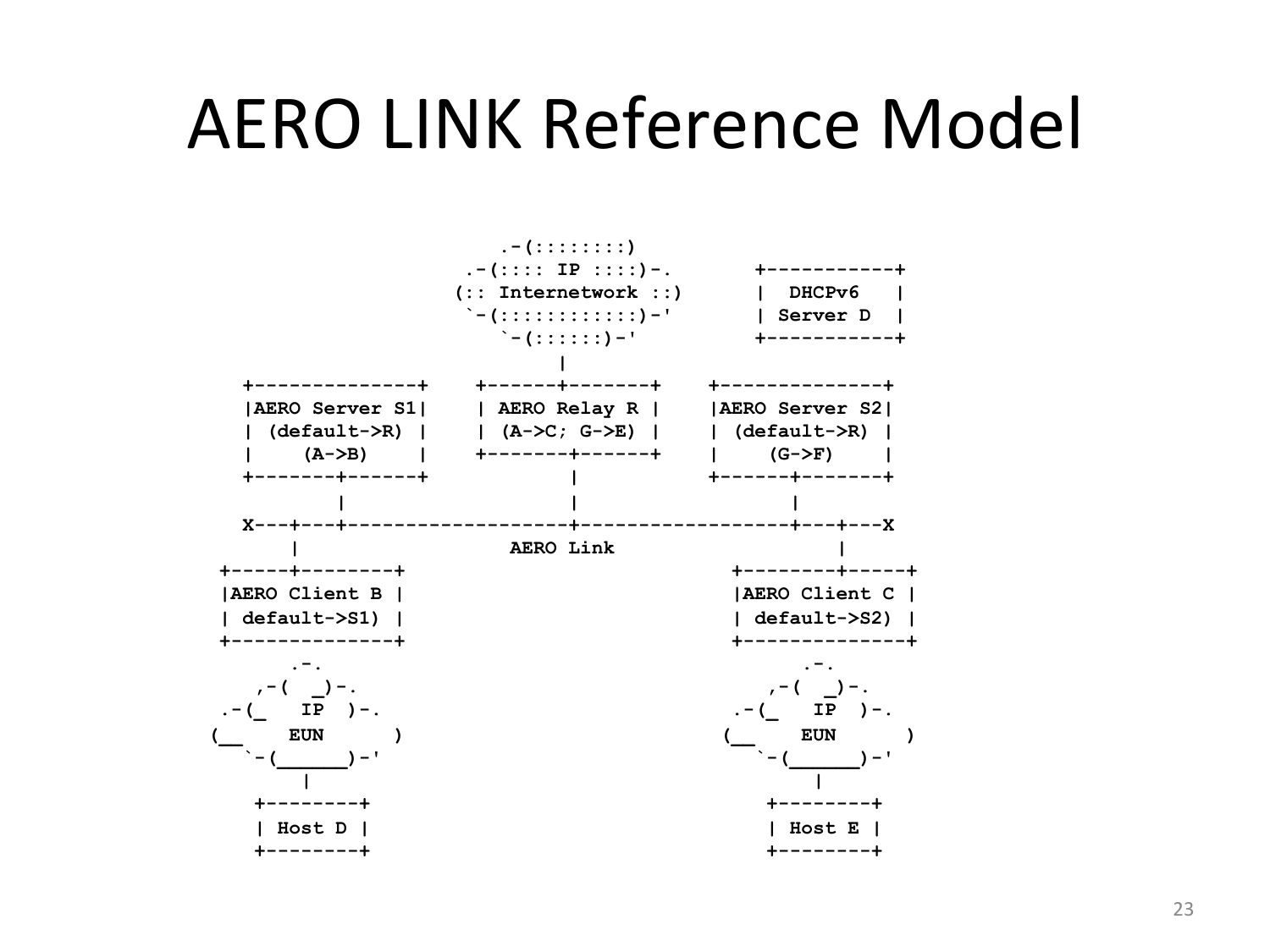# AERO LINK Reference Model

```
                          .-(::::::::)
                       .-(:::: IP ::::)-.      +-----------+
                      (:: Internetwork ::)     |  DHCPv6   |
                       `-(::::::::::::)-'      | Server D  |
                          `-(::::::)-'         +-----------+
                               |
   +--------------+    +------+-------+    +--------------+
   |AERO Server S1|    | AERO Relay R |    |AERO Server S2|
   | (default->R) |    | (A->C; G->E) |    | (default->R) |
   |    (A->B)    |    +-------+------+    |    (G->F)    |
   +-------+------+            |           +------+-------+
           |                   |                  |
   X---+---+-------------------+------------------+---+---X
       |               AERO Link                      |
 +-----+--------+                            +--------+-----+
 |AERO Client B |                            |AERO Client C |
 | default->S1) |                            | default->S2) |
 +--------------+                            +--------------+
        .-.                                        .-.
     ,-(  _)-.                                  ,-(  _)-.
  .-(_   IP  )-.                             .-(_   IP  )-.
 (__    EUN      )                          (__    EUN      )
    `-(______)-'                               `-(______)-'
         |                                          |
     +--------+                                 +--------+
     | Host D |                                 | Host E |
     +--------+                                 +--------+
```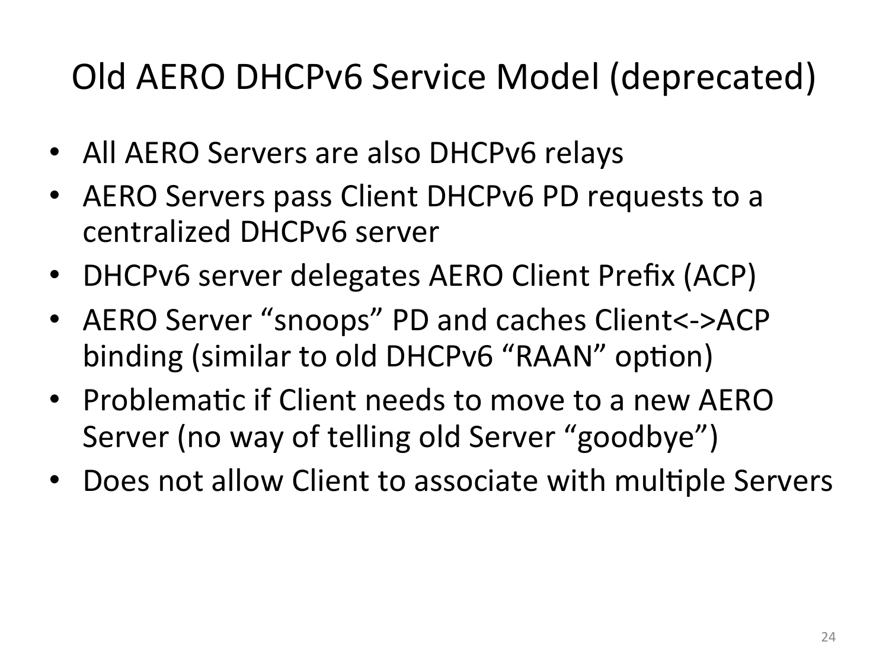# Old AERO DHCPv6 Service Model (deprecated)

- All AERO Servers are also DHCPv6 relays
- AERO Servers pass Client DHCPv6 PD requests to a centralized DHCPv6 server
- DHCPv6 server delegates AERO Client Prefix (ACP)
- AERO Server "snoops" PD and caches Client<->ACP binding (similar to old DHCPv6 "RAAN" option)
- Problematic if Client needs to move to a new AERO Server (no way of telling old Server "goodbye")
- Does not allow Client to associate with multiple Servers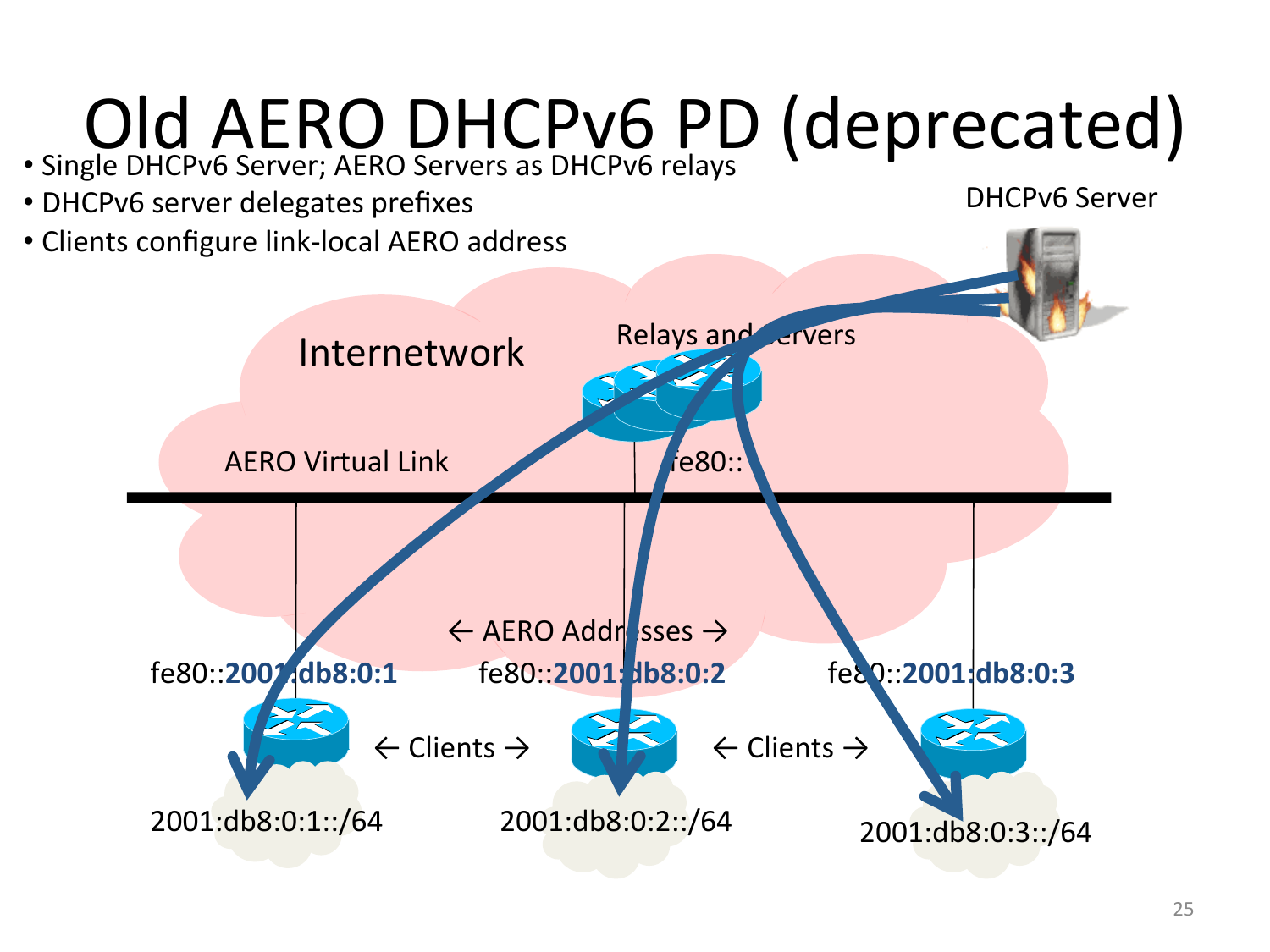# Old AERO DHCPv6 PD (deprecated)

- Single DHCPv6 Server; AERO Servers as DHCPv6 relays
- DHCPv6 server delegates prefixes
- Clients configure link-local AERO address

DHCPv6 Server

Internetwork

Relays and Servers

AERO Virtual Link

fe80::

← AERO Addresses →

fe80::**2001:db8:0:1**

fe80::**2001:db8:0:2**

fe80::**2001:db8:0:3**

← Clients →

← Clients →

2001:db8:0:1::/64

2001:db8:0:2::/64

2001:db8:0:3::/64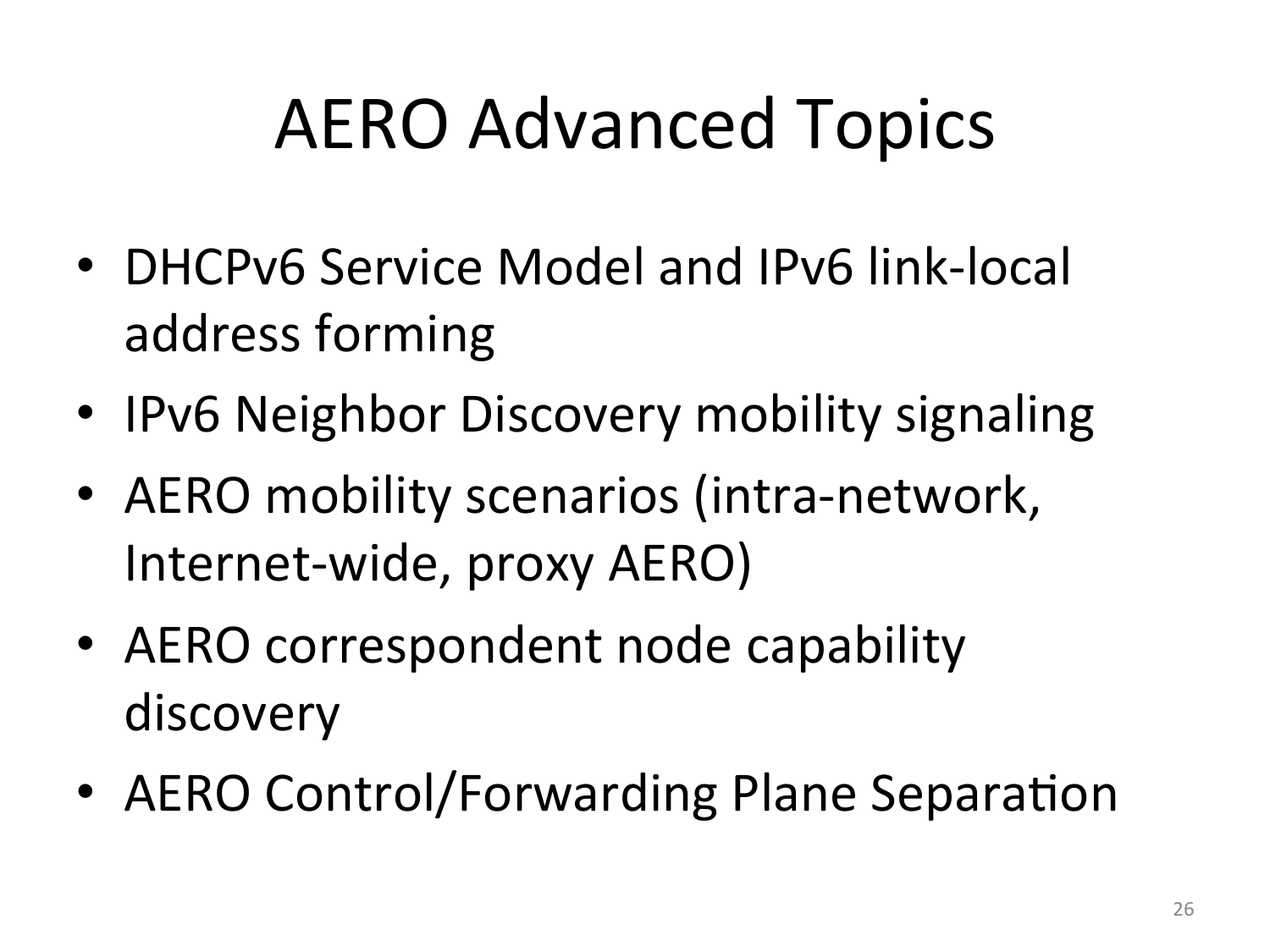# AERO Advanced Topics

- DHCPv6 Service Model and IPv6 link-local address forming
- IPv6 Neighbor Discovery mobility signaling
- AERO mobility scenarios (intra-network, Internet-wide, proxy AERO)
- AERO correspondent node capability discovery
- AERO Control/Forwarding Plane Separation